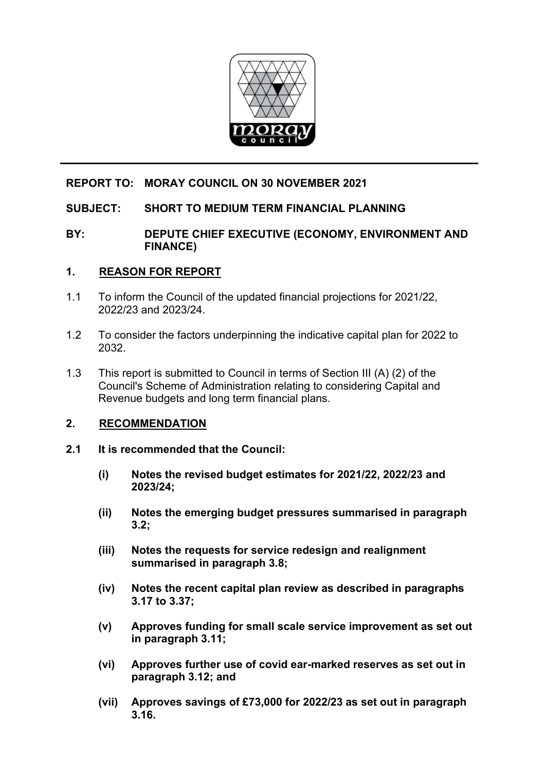**REPORT TO: MORAY COUNCIL ON 30 NOVEMBER 2021**

**SUBJECT: SHORT TO MEDIUM TERM FINANCIAL PLANNING**

**BY: DEPUTE CHIEF EXECUTIVE (ECONOMY, ENVIRONMENT AND FINANCE)**

## 1. REASON FOR REPORT

1.1 To inform the Council of the updated financial projections for 2021/22, 2022/23 and 2023/24.

1.2 To consider the factors underpinning the indicative capital plan for 2022 to 2032.

1.3 This report is submitted to Council in terms of Section III (A) (2) of the Council's Scheme of Administration relating to considering Capital and Revenue budgets and long term financial plans.

## 2. RECOMMENDATION

**2.1 It is recommended that the Council:**

- **(i) Notes the revised budget estimates for 2021/22, 2022/23 and 2023/24;**
- **(ii) Notes the emerging budget pressures summarised in paragraph 3.2;**
- **(iii) Notes the requests for service redesign and realignment summarised in paragraph 3.8;**
- **(iv) Notes the recent capital plan review as described in paragraphs 3.17 to 3.37;**
- **(v) Approves funding for small scale service improvement as set out in paragraph 3.11;**
- **(vi) Approves further use of covid ear-marked reserves as set out in paragraph 3.12; and**
- **(vii) Approves savings of £73,000 for 2022/23 as set out in paragraph 3.16.**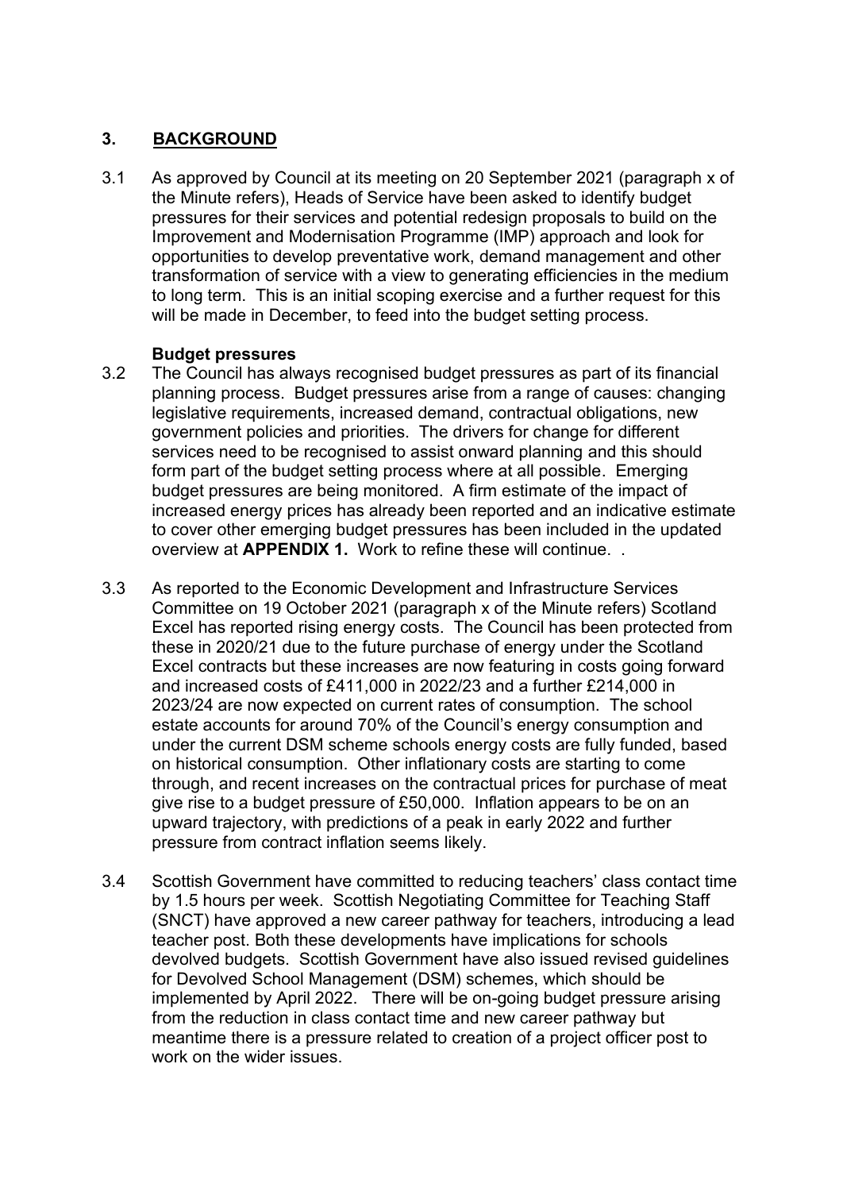## 3. BACKGROUND

3.1 As approved by Council at its meeting on 20 September 2021 (paragraph x of the Minute refers), Heads of Service have been asked to identify budget pressures for their services and potential redesign proposals to build on the Improvement and Modernisation Programme (IMP) approach and look for opportunities to develop preventative work, demand management and other transformation of service with a view to generating efficiencies in the medium to long term. This is an initial scoping exercise and a further request for this will be made in December, to feed into the budget setting process.

### Budget pressures

3.2 The Council has always recognised budget pressures as part of its financial planning process. Budget pressures arise from a range of causes: changing legislative requirements, increased demand, contractual obligations, new government policies and priorities. The drivers for change for different services need to be recognised to assist onward planning and this should form part of the budget setting process where at all possible. Emerging budget pressures are being monitored. A firm estimate of the impact of increased energy prices has already been reported and an indicative estimate to cover other emerging budget pressures has been included in the updated overview at **APPENDIX 1.** Work to refine these will continue. .

3.3 As reported to the Economic Development and Infrastructure Services Committee on 19 October 2021 (paragraph x of the Minute refers) Scotland Excel has reported rising energy costs. The Council has been protected from these in 2020/21 due to the future purchase of energy under the Scotland Excel contracts but these increases are now featuring in costs going forward and increased costs of £411,000 in 2022/23 and a further £214,000 in 2023/24 are now expected on current rates of consumption. The school estate accounts for around 70% of the Council's energy consumption and under the current DSM scheme schools energy costs are fully funded, based on historical consumption. Other inflationary costs are starting to come through, and recent increases on the contractual prices for purchase of meat give rise to a budget pressure of £50,000. Inflation appears to be on an upward trajectory, with predictions of a peak in early 2022 and further pressure from contract inflation seems likely.

3.4 Scottish Government have committed to reducing teachers' class contact time by 1.5 hours per week. Scottish Negotiating Committee for Teaching Staff (SNCT) have approved a new career pathway for teachers, introducing a lead teacher post. Both these developments have implications for schools devolved budgets. Scottish Government have also issued revised guidelines for Devolved School Management (DSM) schemes, which should be implemented by April 2022. There will be on-going budget pressure arising from the reduction in class contact time and new career pathway but meantime there is a pressure related to creation of a project officer post to work on the wider issues.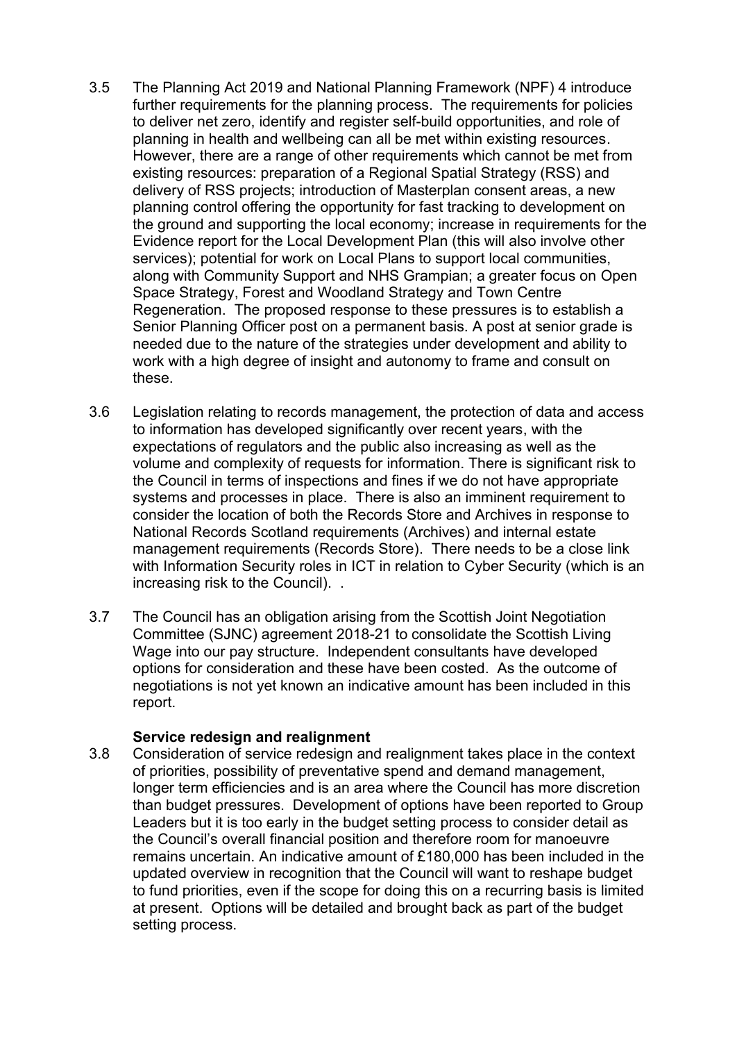3.5 The Planning Act 2019 and National Planning Framework (NPF) 4 introduce further requirements for the planning process. The requirements for policies to deliver net zero, identify and register self-build opportunities, and role of planning in health and wellbeing can all be met within existing resources. However, there are a range of other requirements which cannot be met from existing resources: preparation of a Regional Spatial Strategy (RSS) and delivery of RSS projects; introduction of Masterplan consent areas, a new planning control offering the opportunity for fast tracking to development on the ground and supporting the local economy; increase in requirements for the Evidence report for the Local Development Plan (this will also involve other services); potential for work on Local Plans to support local communities, along with Community Support and NHS Grampian; a greater focus on Open Space Strategy, Forest and Woodland Strategy and Town Centre Regeneration. The proposed response to these pressures is to establish a Senior Planning Officer post on a permanent basis. A post at senior grade is needed due to the nature of the strategies under development and ability to work with a high degree of insight and autonomy to frame and consult on these.

3.6 Legislation relating to records management, the protection of data and access to information has developed significantly over recent years, with the expectations of regulators and the public also increasing as well as the volume and complexity of requests for information. There is significant risk to the Council in terms of inspections and fines if we do not have appropriate systems and processes in place. There is also an imminent requirement to consider the location of both the Records Store and Archives in response to National Records Scotland requirements (Archives) and internal estate management requirements (Records Store). There needs to be a close link with Information Security roles in ICT in relation to Cyber Security (which is an increasing risk to the Council). .

3.7 The Council has an obligation arising from the Scottish Joint Negotiation Committee (SJNC) agreement 2018-21 to consolidate the Scottish Living Wage into our pay structure. Independent consultants have developed options for consideration and these have been costed. As the outcome of negotiations is not yet known an indicative amount has been included in this report.

**Service redesign and realignment**

3.8 Consideration of service redesign and realignment takes place in the context of priorities, possibility of preventative spend and demand management, longer term efficiencies and is an area where the Council has more discretion than budget pressures. Development of options have been reported to Group Leaders but it is too early in the budget setting process to consider detail as the Council's overall financial position and therefore room for manoeuvre remains uncertain. An indicative amount of £180,000 has been included in the updated overview in recognition that the Council will want to reshape budget to fund priorities, even if the scope for doing this on a recurring basis is limited at present. Options will be detailed and brought back as part of the budget setting process.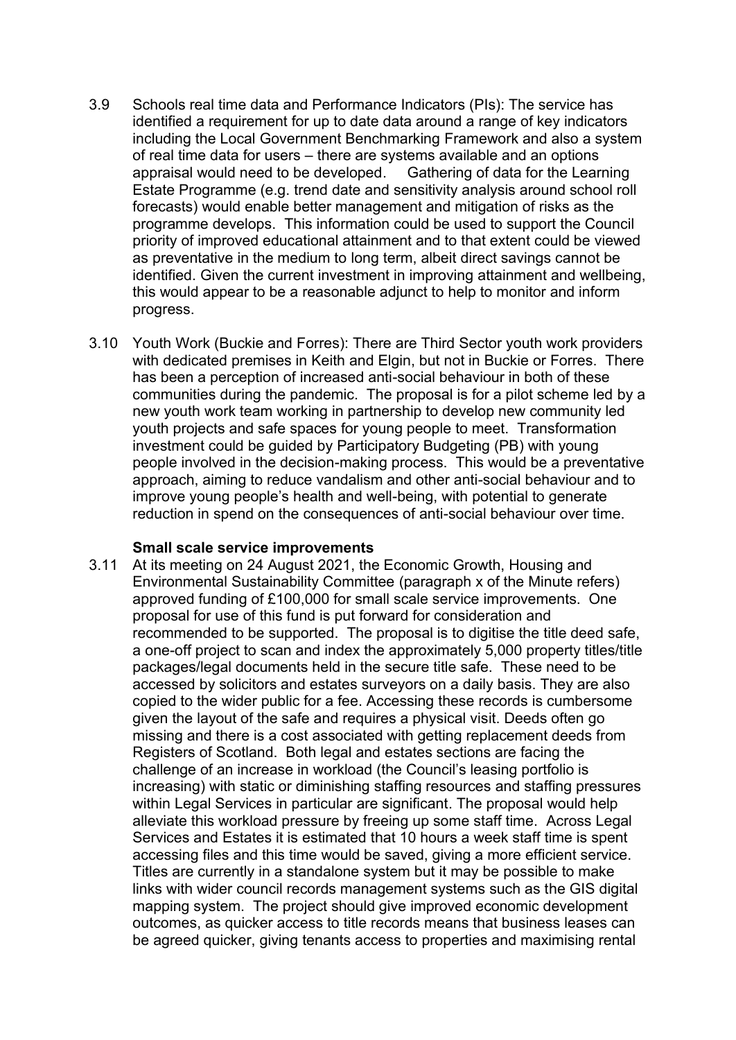3.9 Schools real time data and Performance Indicators (PIs): The service has identified a requirement for up to date data around a range of key indicators including the Local Government Benchmarking Framework and also a system of real time data for users – there are systems available and an options appraisal would need to be developed. Gathering of data for the Learning Estate Programme (e.g. trend date and sensitivity analysis around school roll forecasts) would enable better management and mitigation of risks as the programme develops. This information could be used to support the Council priority of improved educational attainment and to that extent could be viewed as preventative in the medium to long term, albeit direct savings cannot be identified. Given the current investment in improving attainment and wellbeing, this would appear to be a reasonable adjunct to help to monitor and inform progress.

3.10 Youth Work (Buckie and Forres): There are Third Sector youth work providers with dedicated premises in Keith and Elgin, but not in Buckie or Forres. There has been a perception of increased anti-social behaviour in both of these communities during the pandemic. The proposal is for a pilot scheme led by a new youth work team working in partnership to develop new community led youth projects and safe spaces for young people to meet. Transformation investment could be guided by Participatory Budgeting (PB) with young people involved in the decision-making process. This would be a preventative approach, aiming to reduce vandalism and other anti-social behaviour and to improve young people's health and well-being, with potential to generate reduction in spend on the consequences of anti-social behaviour over time.

**Small scale service improvements**

3.11 At its meeting on 24 August 2021, the Economic Growth, Housing and Environmental Sustainability Committee (paragraph x of the Minute refers) approved funding of £100,000 for small scale service improvements. One proposal for use of this fund is put forward for consideration and recommended to be supported. The proposal is to digitise the title deed safe, a one-off project to scan and index the approximately 5,000 property titles/title packages/legal documents held in the secure title safe. These need to be accessed by solicitors and estates surveyors on a daily basis. They are also copied to the wider public for a fee. Accessing these records is cumbersome given the layout of the safe and requires a physical visit. Deeds often go missing and there is a cost associated with getting replacement deeds from Registers of Scotland. Both legal and estates sections are facing the challenge of an increase in workload (the Council's leasing portfolio is increasing) with static or diminishing staffing resources and staffing pressures within Legal Services in particular are significant. The proposal would help alleviate this workload pressure by freeing up some staff time. Across Legal Services and Estates it is estimated that 10 hours a week staff time is spent accessing files and this time would be saved, giving a more efficient service. Titles are currently in a standalone system but it may be possible to make links with wider council records management systems such as the GIS digital mapping system. The project should give improved economic development outcomes, as quicker access to title records means that business leases can be agreed quicker, giving tenants access to properties and maximising rental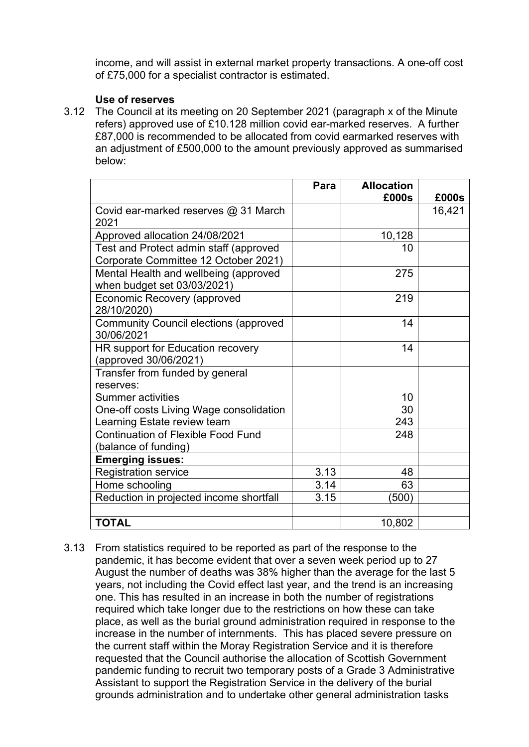income, and will assist in external market property transactions. A one-off cost of £75,000 for a specialist contractor is estimated.

**Use of reserves**

3.12 The Council at its meeting on 20 September 2021 (paragraph x of the Minute refers) approved use of £10.128 million covid ear-marked reserves. A further £87,000 is recommended to be allocated from covid earmarked reserves with an adjustment of £500,000 to the amount previously approved as summarised below:

| | Para | Allocation £000s | £000s |
|---|---|---|---|
| Covid ear-marked reserves @ 31 March 2021 | | | 16,421 |
| Approved allocation 24/08/2021 | | 10,128 | |
| Test and Protect admin staff (approved Corporate Committee 12 October 2021) | | 10 | |
| Mental Health and wellbeing (approved when budget set 03/03/2021) | | 275 | |
| Economic Recovery (approved 28/10/2020) | | 219 | |
| Community Council elections (approved 30/06/2021 | | 14 | |
| HR support for Education recovery (approved 30/06/2021) | | 14 | |
| Transfer from funded by general reserves:<br>Summer activities<br>One-off costs Living Wage consolidation<br>Learning Estate review team | | <br><br>10<br>30<br>243 | |
| Continuation of Flexible Food Fund (balance of funding) | | 248 | |
| **Emerging issues:** | | | |
| Registration service | 3.13 | 48 | |
| Home schooling | 3.14 | 63 | |
| Reduction in projected income shortfall | 3.15 | (500) | |
| | | | |
| **TOTAL** | | 10,802 | |

3.13 From statistics required to be reported as part of the response to the pandemic, it has become evident that over a seven week period up to 27 August the number of deaths was 38% higher than the average for the last 5 years, not including the Covid effect last year, and the trend is an increasing one. This has resulted in an increase in both the number of registrations required which take longer due to the restrictions on how these can take place, as well as the burial ground administration required in response to the increase in the number of internments. This has placed severe pressure on the current staff within the Moray Registration Service and it is therefore requested that the Council authorise the allocation of Scottish Government pandemic funding to recruit two temporary posts of a Grade 3 Administrative Assistant to support the Registration Service in the delivery of the burial grounds administration and to undertake other general administration tasks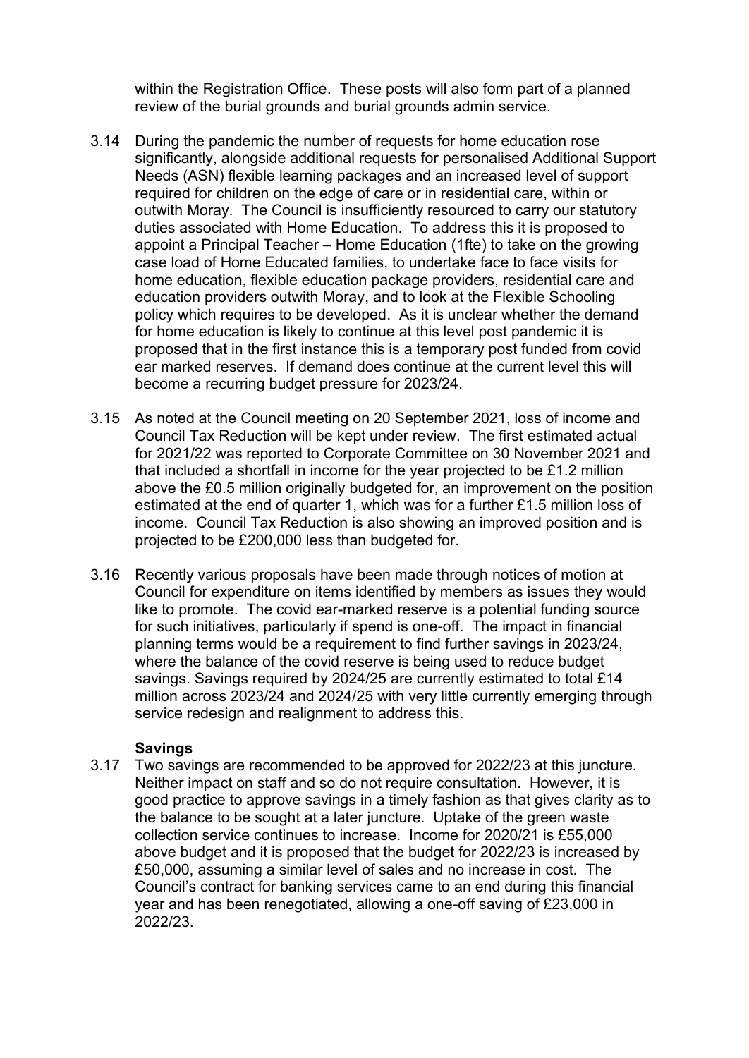within the Registration Office. These posts will also form part of a planned review of the burial grounds and burial grounds admin service.

3.14 During the pandemic the number of requests for home education rose significantly, alongside additional requests for personalised Additional Support Needs (ASN) flexible learning packages and an increased level of support required for children on the edge of care or in residential care, within or outwith Moray. The Council is insufficiently resourced to carry our statutory duties associated with Home Education. To address this it is proposed to appoint a Principal Teacher – Home Education (1fte) to take on the growing case load of Home Educated families, to undertake face to face visits for home education, flexible education package providers, residential care and education providers outwith Moray, and to look at the Flexible Schooling policy which requires to be developed. As it is unclear whether the demand for home education is likely to continue at this level post pandemic it is proposed that in the first instance this is a temporary post funded from covid ear marked reserves. If demand does continue at the current level this will become a recurring budget pressure for 2023/24.

3.15 As noted at the Council meeting on 20 September 2021, loss of income and Council Tax Reduction will be kept under review. The first estimated actual for 2021/22 was reported to Corporate Committee on 30 November 2021 and that included a shortfall in income for the year projected to be £1.2 million above the £0.5 million originally budgeted for, an improvement on the position estimated at the end of quarter 1, which was for a further £1.5 million loss of income. Council Tax Reduction is also showing an improved position and is projected to be £200,000 less than budgeted for.

3.16 Recently various proposals have been made through notices of motion at Council for expenditure on items identified by members as issues they would like to promote. The covid ear-marked reserve is a potential funding source for such initiatives, particularly if spend is one-off. The impact in financial planning terms would be a requirement to find further savings in 2023/24, where the balance of the covid reserve is being used to reduce budget savings. Savings required by 2024/25 are currently estimated to total £14 million across 2023/24 and 2024/25 with very little currently emerging through service redesign and realignment to address this.

**Savings**

3.17 Two savings are recommended to be approved for 2022/23 at this juncture. Neither impact on staff and so do not require consultation. However, it is good practice to approve savings in a timely fashion as that gives clarity as to the balance to be sought at a later juncture. Uptake of the green waste collection service continues to increase. Income for 2020/21 is £55,000 above budget and it is proposed that the budget for 2022/23 is increased by £50,000, assuming a similar level of sales and no increase in cost. The Council's contract for banking services came to an end during this financial year and has been renegotiated, allowing a one-off saving of £23,000 in 2022/23.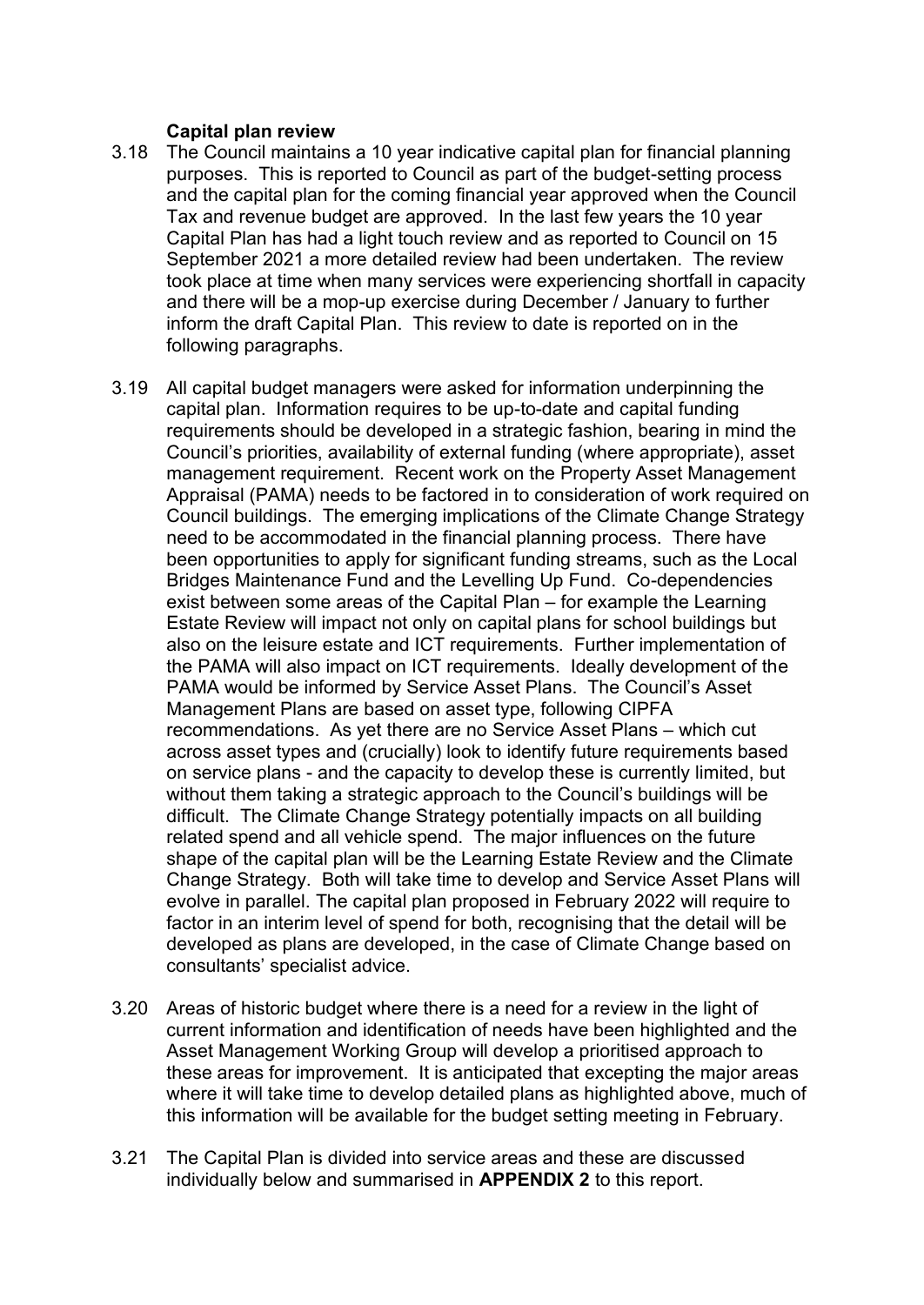### Capital plan review

3.18 The Council maintains a 10 year indicative capital plan for financial planning purposes. This is reported to Council as part of the budget-setting process and the capital plan for the coming financial year approved when the Council Tax and revenue budget are approved. In the last few years the 10 year Capital Plan has had a light touch review and as reported to Council on 15 September 2021 a more detailed review had been undertaken. The review took place at time when many services were experiencing shortfall in capacity and there will be a mop-up exercise during December / January to further inform the draft Capital Plan. This review to date is reported on in the following paragraphs.

3.19 All capital budget managers were asked for information underpinning the capital plan. Information requires to be up-to-date and capital funding requirements should be developed in a strategic fashion, bearing in mind the Council's priorities, availability of external funding (where appropriate), asset management requirement. Recent work on the Property Asset Management Appraisal (PAMA) needs to be factored in to consideration of work required on Council buildings. The emerging implications of the Climate Change Strategy need to be accommodated in the financial planning process. There have been opportunities to apply for significant funding streams, such as the Local Bridges Maintenance Fund and the Levelling Up Fund. Co-dependencies exist between some areas of the Capital Plan – for example the Learning Estate Review will impact not only on capital plans for school buildings but also on the leisure estate and ICT requirements. Further implementation of the PAMA will also impact on ICT requirements. Ideally development of the PAMA would be informed by Service Asset Plans. The Council's Asset Management Plans are based on asset type, following CIPFA recommendations. As yet there are no Service Asset Plans – which cut across asset types and (crucially) look to identify future requirements based on service plans - and the capacity to develop these is currently limited, but without them taking a strategic approach to the Council's buildings will be difficult. The Climate Change Strategy potentially impacts on all building related spend and all vehicle spend. The major influences on the future shape of the capital plan will be the Learning Estate Review and the Climate Change Strategy. Both will take time to develop and Service Asset Plans will evolve in parallel. The capital plan proposed in February 2022 will require to factor in an interim level of spend for both, recognising that the detail will be developed as plans are developed, in the case of Climate Change based on consultants' specialist advice.

3.20 Areas of historic budget where there is a need for a review in the light of current information and identification of needs have been highlighted and the Asset Management Working Group will develop a prioritised approach to these areas for improvement. It is anticipated that excepting the major areas where it will take time to develop detailed plans as highlighted above, much of this information will be available for the budget setting meeting in February.

3.21 The Capital Plan is divided into service areas and these are discussed individually below and summarised in **APPENDIX 2** to this report.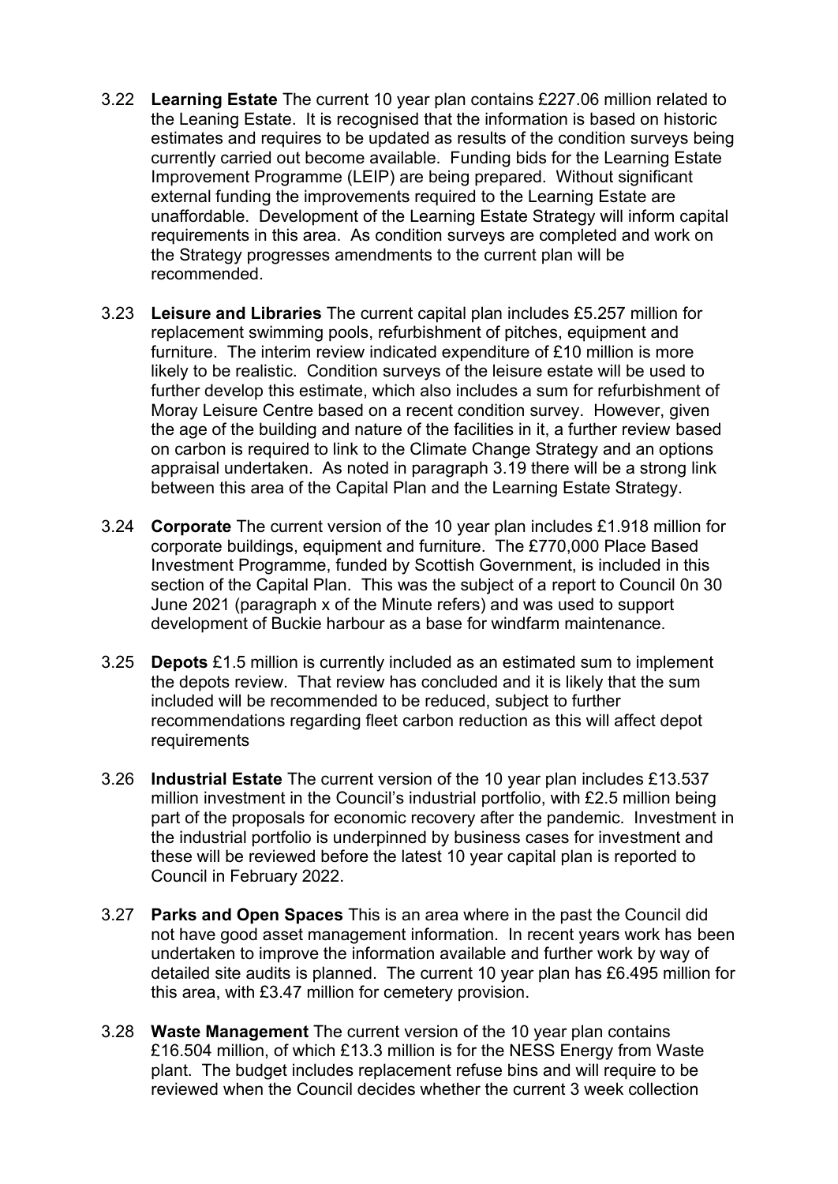3.22 **Learning Estate** The current 10 year plan contains £227.06 million related to the Leaning Estate. It is recognised that the information is based on historic estimates and requires to be updated as results of the condition surveys being currently carried out become available. Funding bids for the Learning Estate Improvement Programme (LEIP) are being prepared. Without significant external funding the improvements required to the Learning Estate are unaffordable. Development of the Learning Estate Strategy will inform capital requirements in this area. As condition surveys are completed and work on the Strategy progresses amendments to the current plan will be recommended.

3.23 **Leisure and Libraries** The current capital plan includes £5.257 million for replacement swimming pools, refurbishment of pitches, equipment and furniture. The interim review indicated expenditure of £10 million is more likely to be realistic. Condition surveys of the leisure estate will be used to further develop this estimate, which also includes a sum for refurbishment of Moray Leisure Centre based on a recent condition survey. However, given the age of the building and nature of the facilities in it, a further review based on carbon is required to link to the Climate Change Strategy and an options appraisal undertaken. As noted in paragraph 3.19 there will be a strong link between this area of the Capital Plan and the Learning Estate Strategy.

3.24 **Corporate** The current version of the 10 year plan includes £1.918 million for corporate buildings, equipment and furniture. The £770,000 Place Based Investment Programme, funded by Scottish Government, is included in this section of the Capital Plan. This was the subject of a report to Council 0n 30 June 2021 (paragraph x of the Minute refers) and was used to support development of Buckie harbour as a base for windfarm maintenance.

3.25 **Depots** £1.5 million is currently included as an estimated sum to implement the depots review. That review has concluded and it is likely that the sum included will be recommended to be reduced, subject to further recommendations regarding fleet carbon reduction as this will affect depot requirements

3.26 **Industrial Estate** The current version of the 10 year plan includes £13.537 million investment in the Council's industrial portfolio, with £2.5 million being part of the proposals for economic recovery after the pandemic. Investment in the industrial portfolio is underpinned by business cases for investment and these will be reviewed before the latest 10 year capital plan is reported to Council in February 2022.

3.27 **Parks and Open Spaces** This is an area where in the past the Council did not have good asset management information. In recent years work has been undertaken to improve the information available and further work by way of detailed site audits is planned. The current 10 year plan has £6.495 million for this area, with £3.47 million for cemetery provision.

3.28 **Waste Management** The current version of the 10 year plan contains £16.504 million, of which £13.3 million is for the NESS Energy from Waste plant. The budget includes replacement refuse bins and will require to be reviewed when the Council decides whether the current 3 week collection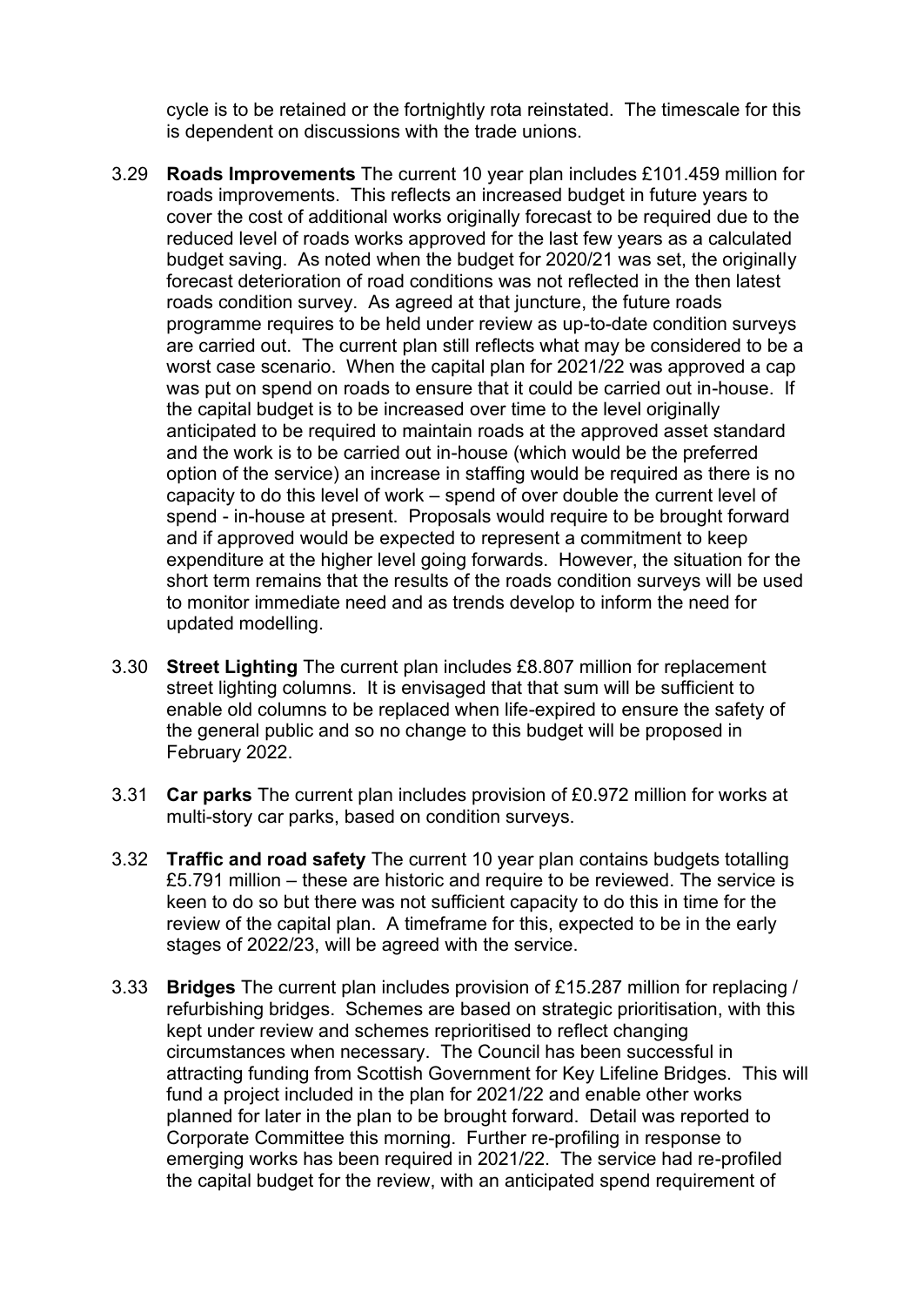cycle is to be retained or the fortnightly rota reinstated. The timescale for this is dependent on discussions with the trade unions.

3.29 **Roads Improvements** The current 10 year plan includes £101.459 million for roads improvements. This reflects an increased budget in future years to cover the cost of additional works originally forecast to be required due to the reduced level of roads works approved for the last few years as a calculated budget saving. As noted when the budget for 2020/21 was set, the originally forecast deterioration of road conditions was not reflected in the then latest roads condition survey. As agreed at that juncture, the future roads programme requires to be held under review as up-to-date condition surveys are carried out. The current plan still reflects what may be considered to be a worst case scenario. When the capital plan for 2021/22 was approved a cap was put on spend on roads to ensure that it could be carried out in-house. If the capital budget is to be increased over time to the level originally anticipated to be required to maintain roads at the approved asset standard and the work is to be carried out in-house (which would be the preferred option of the service) an increase in staffing would be required as there is no capacity to do this level of work – spend of over double the current level of spend - in-house at present. Proposals would require to be brought forward and if approved would be expected to represent a commitment to keep expenditure at the higher level going forwards. However, the situation for the short term remains that the results of the roads condition surveys will be used to monitor immediate need and as trends develop to inform the need for updated modelling.

3.30 **Street Lighting** The current plan includes £8.807 million for replacement street lighting columns. It is envisaged that that sum will be sufficient to enable old columns to be replaced when life-expired to ensure the safety of the general public and so no change to this budget will be proposed in February 2022.

3.31 **Car parks** The current plan includes provision of £0.972 million for works at multi-story car parks, based on condition surveys.

3.32 **Traffic and road safety** The current 10 year plan contains budgets totalling £5.791 million – these are historic and require to be reviewed. The service is keen to do so but there was not sufficient capacity to do this in time for the review of the capital plan. A timeframe for this, expected to be in the early stages of 2022/23, will be agreed with the service.

3.33 **Bridges** The current plan includes provision of £15.287 million for replacing / refurbishing bridges. Schemes are based on strategic prioritisation, with this kept under review and schemes reprioritised to reflect changing circumstances when necessary. The Council has been successful in attracting funding from Scottish Government for Key Lifeline Bridges. This will fund a project included in the plan for 2021/22 and enable other works planned for later in the plan to be brought forward. Detail was reported to Corporate Committee this morning. Further re-profiling in response to emerging works has been required in 2021/22. The service had re-profiled the capital budget for the review, with an anticipated spend requirement of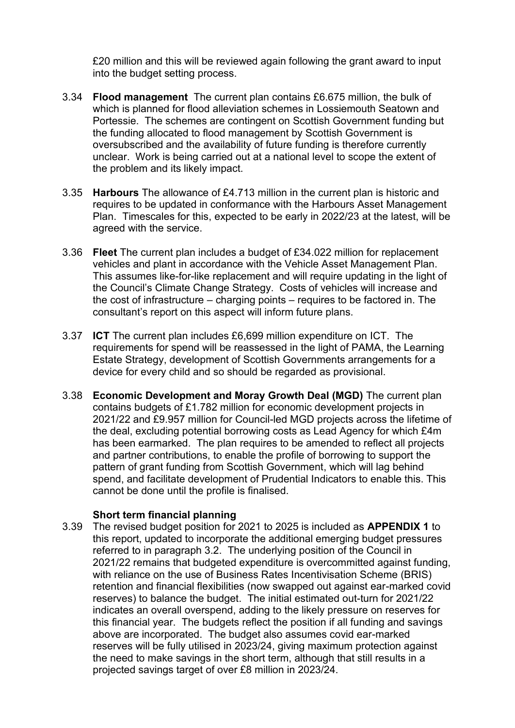£20 million and this will be reviewed again following the grant award to input into the budget setting process.

3.34 **Flood management** The current plan contains £6.675 million, the bulk of which is planned for flood alleviation schemes in Lossiemouth Seatown and Portessie. The schemes are contingent on Scottish Government funding but the funding allocated to flood management by Scottish Government is oversubscribed and the availability of future funding is therefore currently unclear. Work is being carried out at a national level to scope the extent of the problem and its likely impact.

3.35 **Harbours** The allowance of £4.713 million in the current plan is historic and requires to be updated in conformance with the Harbours Asset Management Plan. Timescales for this, expected to be early in 2022/23 at the latest, will be agreed with the service.

3.36 **Fleet** The current plan includes a budget of £34.022 million for replacement vehicles and plant in accordance with the Vehicle Asset Management Plan. This assumes like-for-like replacement and will require updating in the light of the Council's Climate Change Strategy. Costs of vehicles will increase and the cost of infrastructure – charging points – requires to be factored in. The consultant's report on this aspect will inform future plans.

3.37 **ICT** The current plan includes £6,699 million expenditure on ICT. The requirements for spend will be reassessed in the light of PAMA, the Learning Estate Strategy, development of Scottish Governments arrangements for a device for every child and so should be regarded as provisional.

3.38 **Economic Development and Moray Growth Deal (MGD)** The current plan contains budgets of £1.782 million for economic development projects in 2021/22 and £9.957 million for Council-led MGD projects across the lifetime of the deal, excluding potential borrowing costs as Lead Agency for which £4m has been earmarked. The plan requires to be amended to reflect all projects and partner contributions, to enable the profile of borrowing to support the pattern of grant funding from Scottish Government, which will lag behind spend, and facilitate development of Prudential Indicators to enable this. This cannot be done until the profile is finalised.

**Short term financial planning**

3.39 The revised budget position for 2021 to 2025 is included as **APPENDIX 1** to this report, updated to incorporate the additional emerging budget pressures referred to in paragraph 3.2. The underlying position of the Council in 2021/22 remains that budgeted expenditure is overcommitted against funding, with reliance on the use of Business Rates Incentivisation Scheme (BRIS) retention and financial flexibilities (now swapped out against ear-marked covid reserves) to balance the budget. The initial estimated out-turn for 2021/22 indicates an overall overspend, adding to the likely pressure on reserves for this financial year. The budgets reflect the position if all funding and savings above are incorporated. The budget also assumes covid ear-marked reserves will be fully utilised in 2023/24, giving maximum protection against the need to make savings in the short term, although that still results in a projected savings target of over £8 million in 2023/24.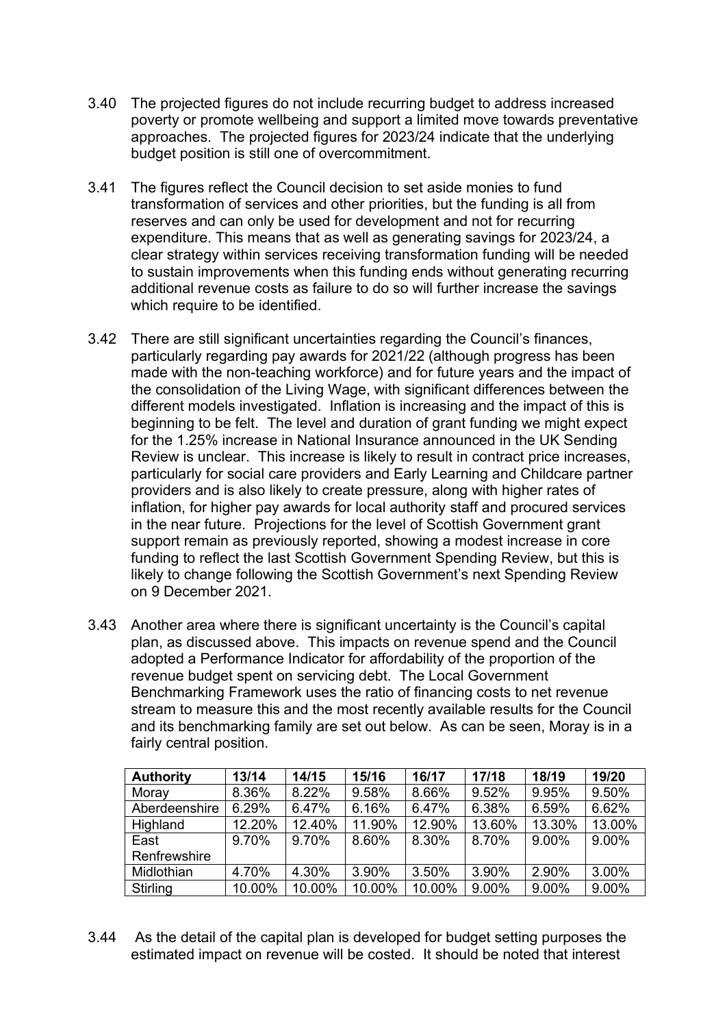3.40 The projected figures do not include recurring budget to address increased poverty or promote wellbeing and support a limited move towards preventative approaches. The projected figures for 2023/24 indicate that the underlying budget position is still one of overcommitment.

3.41 The figures reflect the Council decision to set aside monies to fund transformation of services and other priorities, but the funding is all from reserves and can only be used for development and not for recurring expenditure. This means that as well as generating savings for 2023/24, a clear strategy within services receiving transformation funding will be needed to sustain improvements when this funding ends without generating recurring additional revenue costs as failure to do so will further increase the savings which require to be identified.

3.42 There are still significant uncertainties regarding the Council's finances, particularly regarding pay awards for 2021/22 (although progress has been made with the non-teaching workforce) and for future years and the impact of the consolidation of the Living Wage, with significant differences between the different models investigated. Inflation is increasing and the impact of this is beginning to be felt. The level and duration of grant funding we might expect for the 1.25% increase in National Insurance announced in the UK Sending Review is unclear. This increase is likely to result in contract price increases, particularly for social care providers and Early Learning and Childcare partner providers and is also likely to create pressure, along with higher rates of inflation, for higher pay awards for local authority staff and procured services in the near future. Projections for the level of Scottish Government grant support remain as previously reported, showing a modest increase in core funding to reflect the last Scottish Government Spending Review, but this is likely to change following the Scottish Government's next Spending Review on 9 December 2021.

3.43 Another area where there is significant uncertainty is the Council's capital plan, as discussed above. This impacts on revenue spend and the Council adopted a Performance Indicator for affordability of the proportion of the revenue budget spent on servicing debt. The Local Government Benchmarking Framework uses the ratio of financing costs to net revenue stream to measure this and the most recently available results for the Council and its benchmarking family are set out below. As can be seen, Moray is in a fairly central position.

| Authority | 13/14 | 14/15 | 15/16 | 16/17 | 17/18 | 18/19 | 19/20 |
|---|---|---|---|---|---|---|---|
| Moray | 8.36% | 8.22% | 9.58% | 8.66% | 9.52% | 9.95% | 9.50% |
| Aberdeenshire | 6.29% | 6.47% | 6.16% | 6.47% | 6.38% | 6.59% | 6.62% |
| Highland | 12.20% | 12.40% | 11.90% | 12.90% | 13.60% | 13.30% | 13.00% |
| East Renfrewshire | 9.70% | 9.70% | 8.60% | 8.30% | 8.70% | 9.00% | 9.00% |
| Midlothian | 4.70% | 4.30% | 3.90% | 3.50% | 3.90% | 2.90% | 3.00% |
| Stirling | 10.00% | 10.00% | 10.00% | 10.00% | 9.00% | 9.00% | 9.00% |

3.44 As the detail of the capital plan is developed for budget setting purposes the estimated impact on revenue will be costed. It should be noted that interest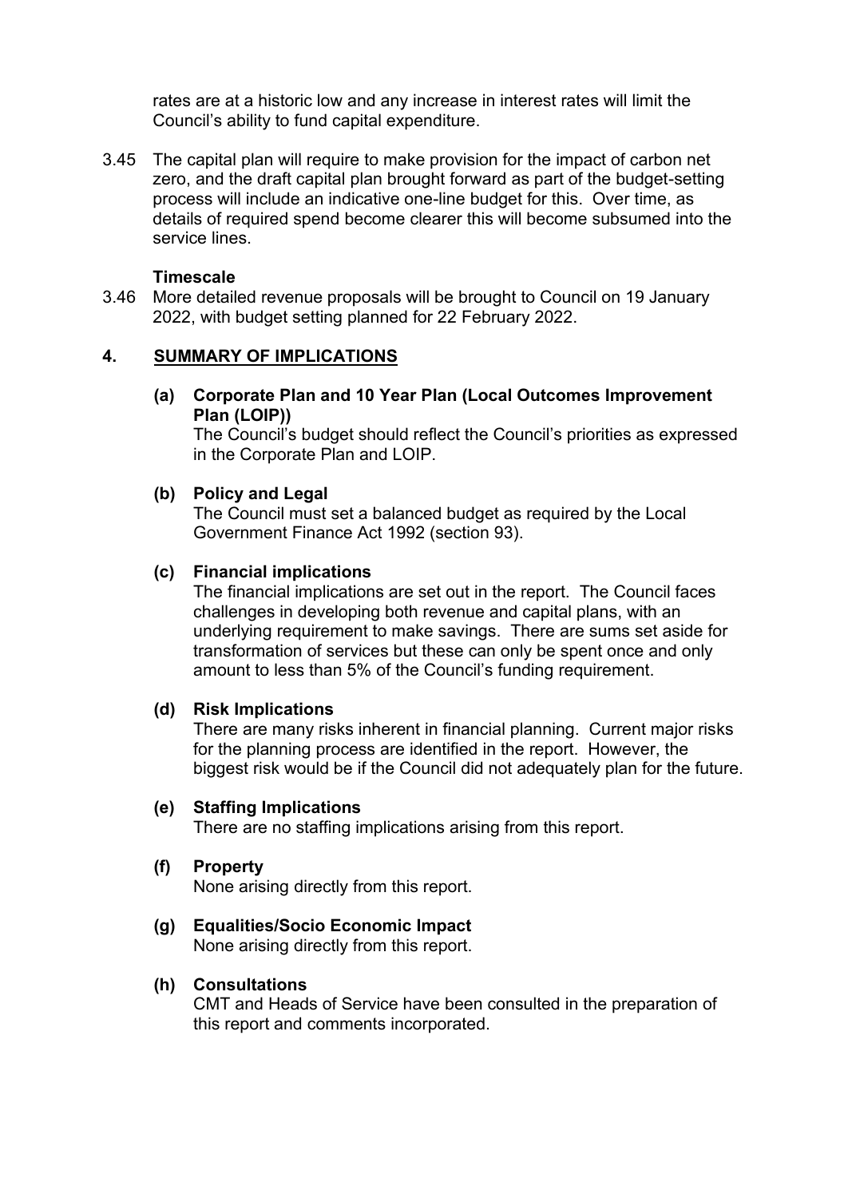rates are at a historic low and any increase in interest rates will limit the Council's ability to fund capital expenditure.

3.45 The capital plan will require to make provision for the impact of carbon net zero, and the draft capital plan brought forward as part of the budget-setting process will include an indicative one-line budget for this. Over time, as details of required spend become clearer this will become subsumed into the service lines.

**Timescale**

3.46 More detailed revenue proposals will be brought to Council on 19 January 2022, with budget setting planned for 22 February 2022.

## 4. SUMMARY OF IMPLICATIONS

**(a) Corporate Plan and 10 Year Plan (Local Outcomes Improvement Plan (LOIP))**

The Council's budget should reflect the Council's priorities as expressed in the Corporate Plan and LOIP.

**(b) Policy and Legal**

The Council must set a balanced budget as required by the Local Government Finance Act 1992 (section 93).

**(c) Financial implications**

The financial implications are set out in the report. The Council faces challenges in developing both revenue and capital plans, with an underlying requirement to make savings. There are sums set aside for transformation of services but these can only be spent once and only amount to less than 5% of the Council's funding requirement.

**(d) Risk Implications**

There are many risks inherent in financial planning. Current major risks for the planning process are identified in the report. However, the biggest risk would be if the Council did not adequately plan for the future.

**(e) Staffing Implications**

There are no staffing implications arising from this report.

**(f) Property**

None arising directly from this report.

**(g) Equalities/Socio Economic Impact**

None arising directly from this report.

**(h) Consultations**

CMT and Heads of Service have been consulted in the preparation of this report and comments incorporated.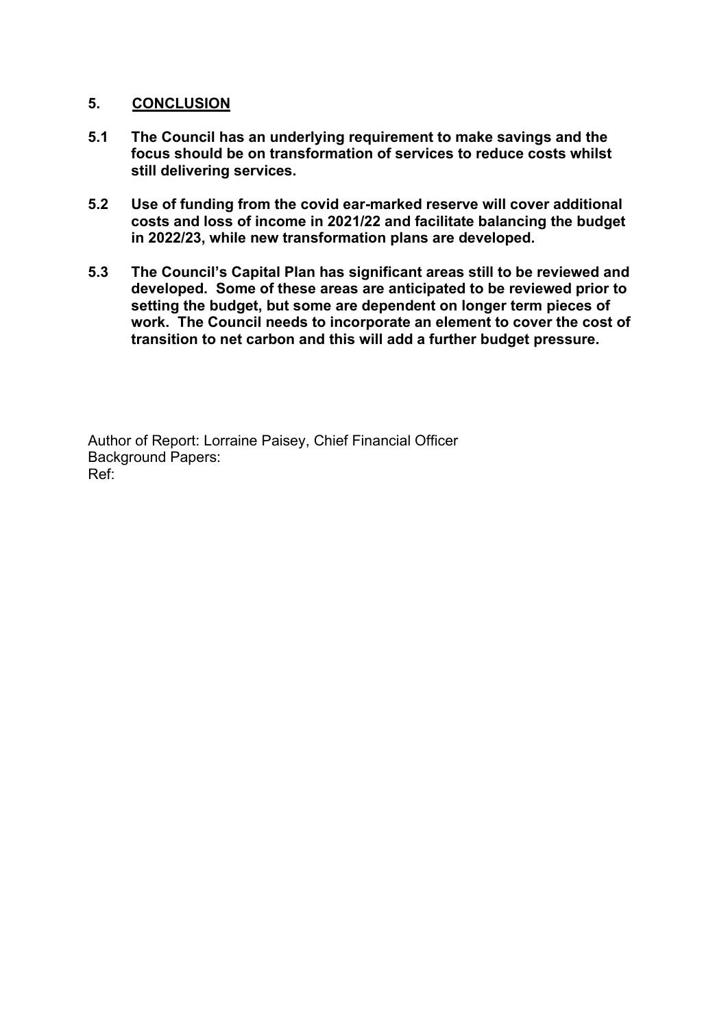## 5. CONCLUSION

**5.1 The Council has an underlying requirement to make savings and the focus should be on transformation of services to reduce costs whilst still delivering services.**

**5.2 Use of funding from the covid ear-marked reserve will cover additional costs and loss of income in 2021/22 and facilitate balancing the budget in 2022/23, while new transformation plans are developed.**

**5.3 The Council's Capital Plan has significant areas still to be reviewed and developed. Some of these areas are anticipated to be reviewed prior to setting the budget, but some are dependent on longer term pieces of work. The Council needs to incorporate an element to cover the cost of transition to net carbon and this will add a further budget pressure.**

Author of Report: Lorraine Paisey, Chief Financial Officer
Background Papers:
Ref: